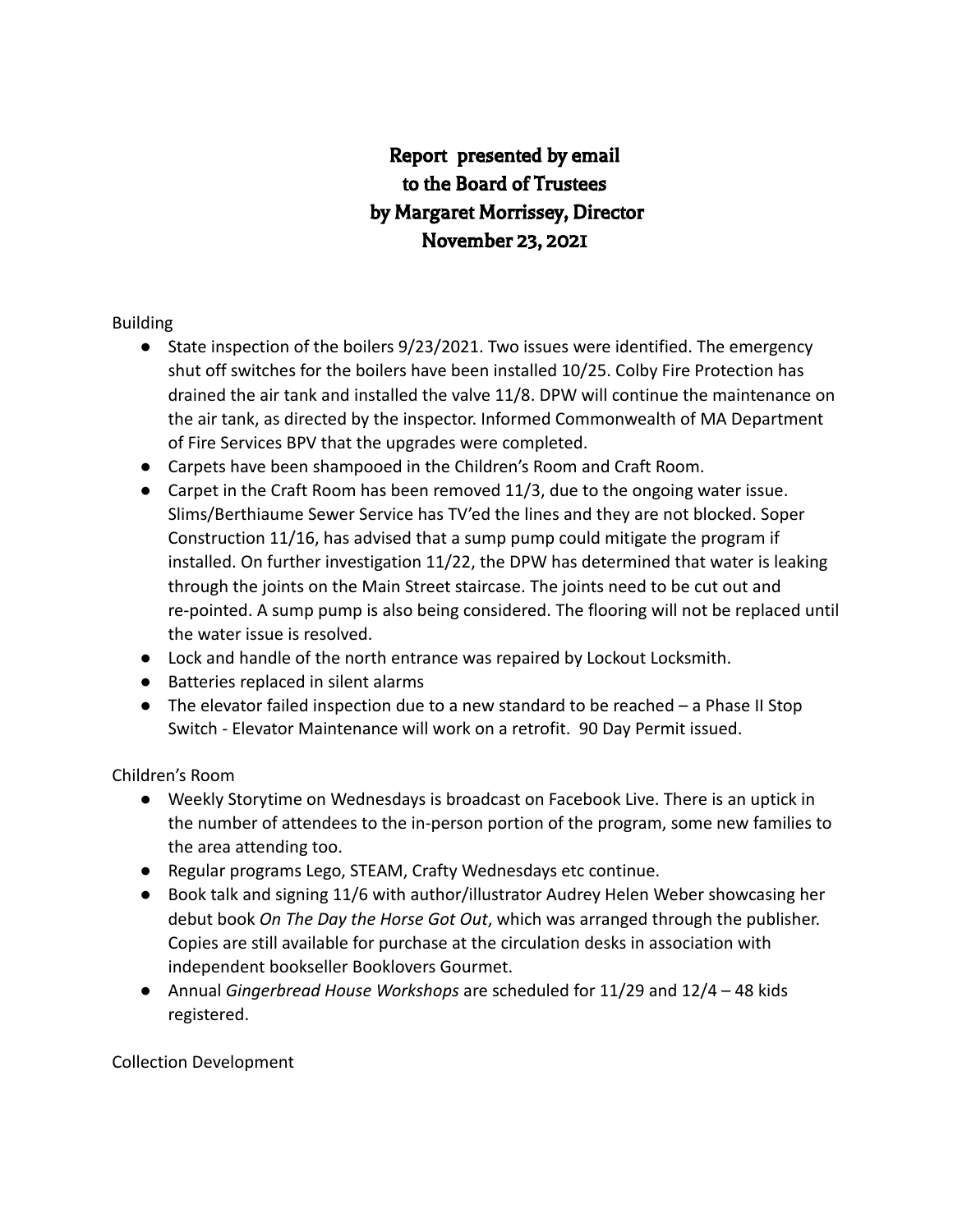# Report presented by email to the Board of Trustees by Margaret Morrissey, Director November 23, 2021

Building

- State inspection of the boilers 9/23/2021. Two issues were identified. The emergency shut off switches for the boilers have been installed 10/25. Colby Fire Protection has drained the air tank and installed the valve 11/8. DPW will continue the maintenance on the air tank, as directed by the inspector. Informed Commonwealth of MA Department of Fire Services BPV that the upgrades were completed.
- Carpets have been shampooed in the Children's Room and Craft Room.
- Carpet in the Craft Room has been removed 11/3, due to the ongoing water issue. Slims/Berthiaume Sewer Service has TV'ed the lines and they are not blocked. Soper Construction 11/16, has advised that a sump pump could mitigate the program if installed. On further investigation 11/22, the DPW has determined that water is leaking through the joints on the Main Street staircase. The joints need to be cut out and re-pointed. A sump pump is also being considered. The flooring will not be replaced until the water issue is resolved.
- Lock and handle of the north entrance was repaired by Lockout Locksmith.
- Batteries replaced in silent alarms
- The elevator failed inspection due to a new standard to be reached – a Phase II Stop Switch - Elevator Maintenance will work on a retrofit. 90 Day Permit issued.

Children's Room

- Weekly Storytime on Wednesdays is broadcast on Facebook Live. There is an uptick in the number of attendees to the in-person portion of the program, some new families to the area attending too.
- Regular programs Lego, STEAM, Crafty Wednesdays etc continue.
- Book talk and signing 11/6 with author/illustrator Audrey Helen Weber showcasing her debut book *On The Day the Horse Got Out*, which was arranged through the publisher. Copies are still available for purchase at the circulation desks in association with independent bookseller Booklovers Gourmet.
- Annual *Gingerbread House Workshops* are scheduled for 11/29 and 12/4 – 48 kids registered.

Collection Development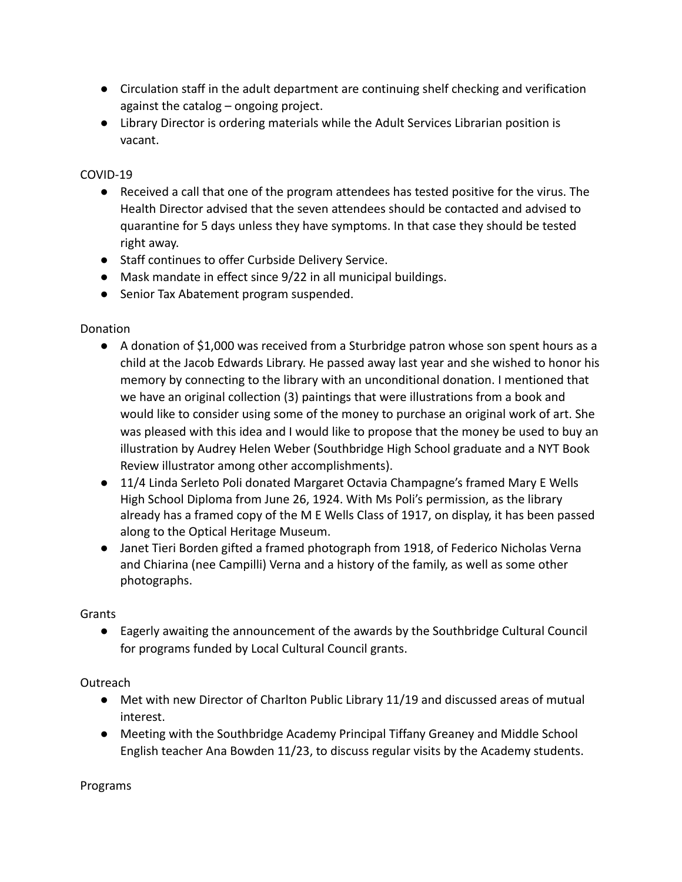- Circulation staff in the adult department are continuing shelf checking and verification against the catalog – ongoing project.
- Library Director is ordering materials while the Adult Services Librarian position is vacant.

COVID-19

- Received a call that one of the program attendees has tested positive for the virus. The Health Director advised that the seven attendees should be contacted and advised to quarantine for 5 days unless they have symptoms. In that case they should be tested right away.
- Staff continues to offer Curbside Delivery Service.
- Mask mandate in effect since 9/22 in all municipal buildings.
- Senior Tax Abatement program suspended.

Donation

- A donation of $1,000 was received from a Sturbridge patron whose son spent hours as a child at the Jacob Edwards Library. He passed away last year and she wished to honor his memory by connecting to the library with an unconditional donation. I mentioned that we have an original collection (3) paintings that were illustrations from a book and would like to consider using some of the money to purchase an original work of art. She was pleased with this idea and I would like to propose that the money be used to buy an illustration by Audrey Helen Weber (Southbridge High School graduate and a NYT Book Review illustrator among other accomplishments).
- 11/4 Linda Serleto Poli donated Margaret Octavia Champagne's framed Mary E Wells High School Diploma from June 26, 1924. With Ms Poli's permission, as the library already has a framed copy of the M E Wells Class of 1917, on display, it has been passed along to the Optical Heritage Museum.
- Janet Tieri Borden gifted a framed photograph from 1918, of Federico Nicholas Verna and Chiarina (nee Campilli) Verna and a history of the family, as well as some other photographs.

Grants

- Eagerly awaiting the announcement of the awards by the Southbridge Cultural Council for programs funded by Local Cultural Council grants.

Outreach

- Met with new Director of Charlton Public Library 11/19 and discussed areas of mutual interest.
- Meeting with the Southbridge Academy Principal Tiffany Greaney and Middle School English teacher Ana Bowden 11/23, to discuss regular visits by the Academy students.

Programs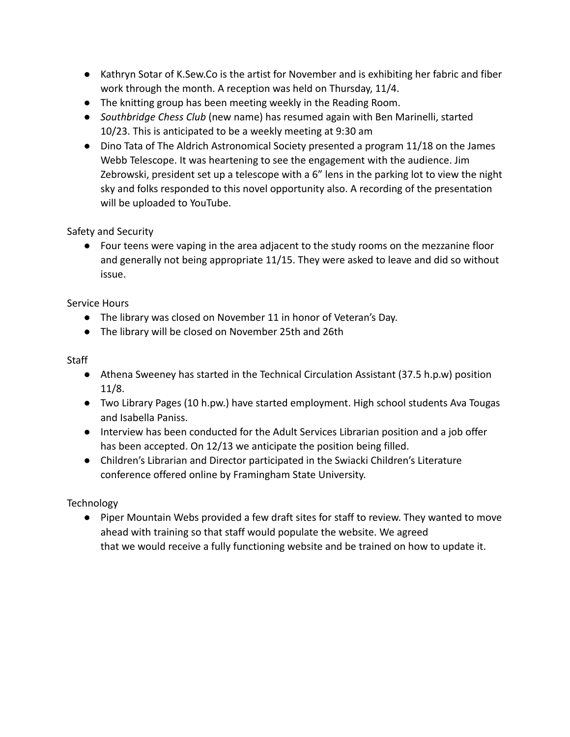- Kathryn Sotar of K.Sew.Co is the artist for November and is exhibiting her fabric and fiber work through the month. A reception was held on Thursday, 11/4.
- The knitting group has been meeting weekly in the Reading Room.
- *Southbridge Chess Club* (new name) has resumed again with Ben Marinelli, started 10/23. This is anticipated to be a weekly meeting at 9:30 am
- Dino Tata of The Aldrich Astronomical Society presented a program 11/18 on the James Webb Telescope. It was heartening to see the engagement with the audience. Jim Zebrowski, president set up a telescope with a 6" lens in the parking lot to view the night sky and folks responded to this novel opportunity also. A recording of the presentation will be uploaded to YouTube.

Safety and Security

- Four teens were vaping in the area adjacent to the study rooms on the mezzanine floor and generally not being appropriate 11/15. They were asked to leave and did so without issue.

Service Hours

- The library was closed on November 11 in honor of Veteran's Day.
- The library will be closed on November 25th and 26th

Staff

- Athena Sweeney has started in the Technical Circulation Assistant (37.5 h.p.w) position 11/8.
- Two Library Pages (10 h.pw.) have started employment. High school students Ava Tougas and Isabella Paniss.
- Interview has been conducted for the Adult Services Librarian position and a job offer has been accepted. On 12/13 we anticipate the position being filled.
- Children's Librarian and Director participated in the Swiacki Children's Literature conference offered online by Framingham State University.

Technology

- Piper Mountain Webs provided a few draft sites for staff to review. They wanted to move ahead with training so that staff would populate the website. We agreed that we would receive a fully functioning website and be trained on how to update it.